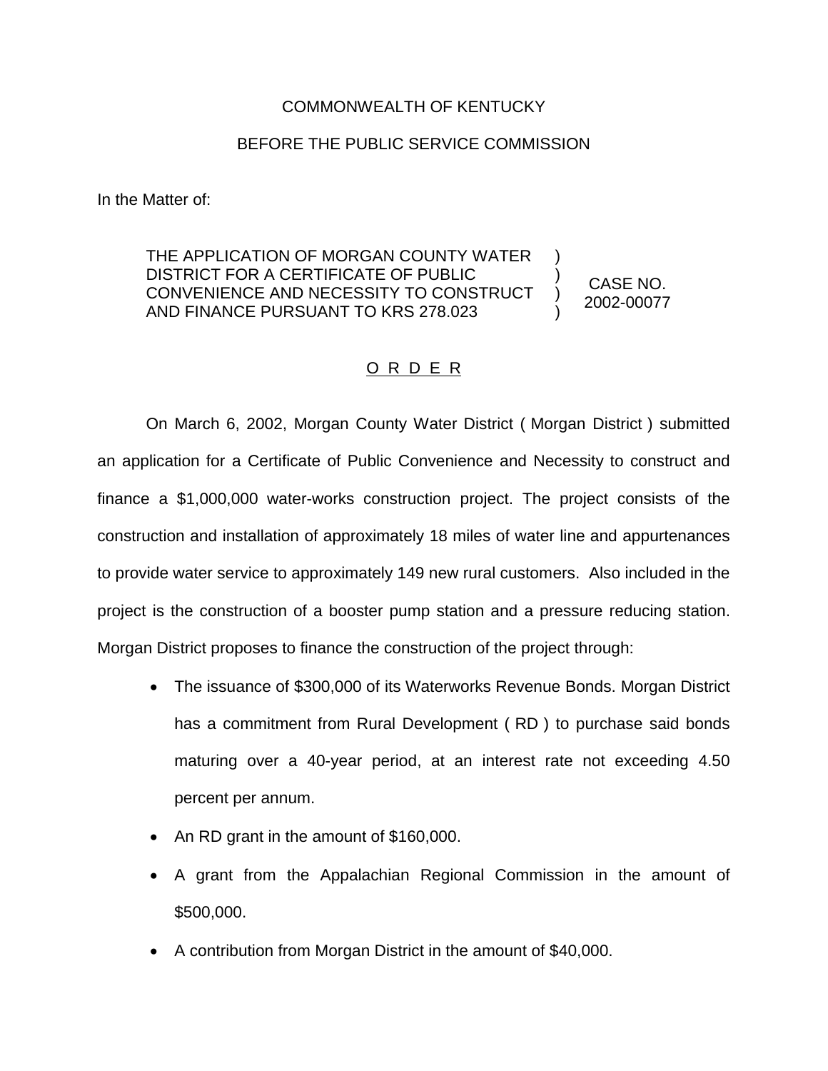COMMONWEALTH OF KENTUCKY

BEFORE THE PUBLIC SERVICE COMMISSION

In the Matter of:

| | | |
|---|---|---|
| THE APPLICATION OF MORGAN COUNTY WATER DISTRICT FOR A CERTIFICATE OF PUBLIC CONVENIENCE AND NECESSITY TO CONSTRUCT AND FINANCE PURSUANT TO KRS 278.023 | ) ) ) ) | CASE NO. 2002-00077 |

# O R D E R

On March 6, 2002, Morgan County Water District ( Morgan District ) submitted an application for a Certificate of Public Convenience and Necessity to construct and finance a $1,000,000 water-works construction project. The project consists of the construction and installation of approximately 18 miles of water line and appurtenances to provide water service to approximately 149 new rural customers. Also included in the project is the construction of a booster pump station and a pressure reducing station. Morgan District proposes to finance the construction of the project through:

- The issuance of $300,000 of its Waterworks Revenue Bonds. Morgan District has a commitment from Rural Development ( RD ) to purchase said bonds maturing over a 40-year period, at an interest rate not exceeding 4.50 percent per annum.
- An RD grant in the amount of $160,000.
- A grant from the Appalachian Regional Commission in the amount of $500,000.
- A contribution from Morgan District in the amount of $40,000.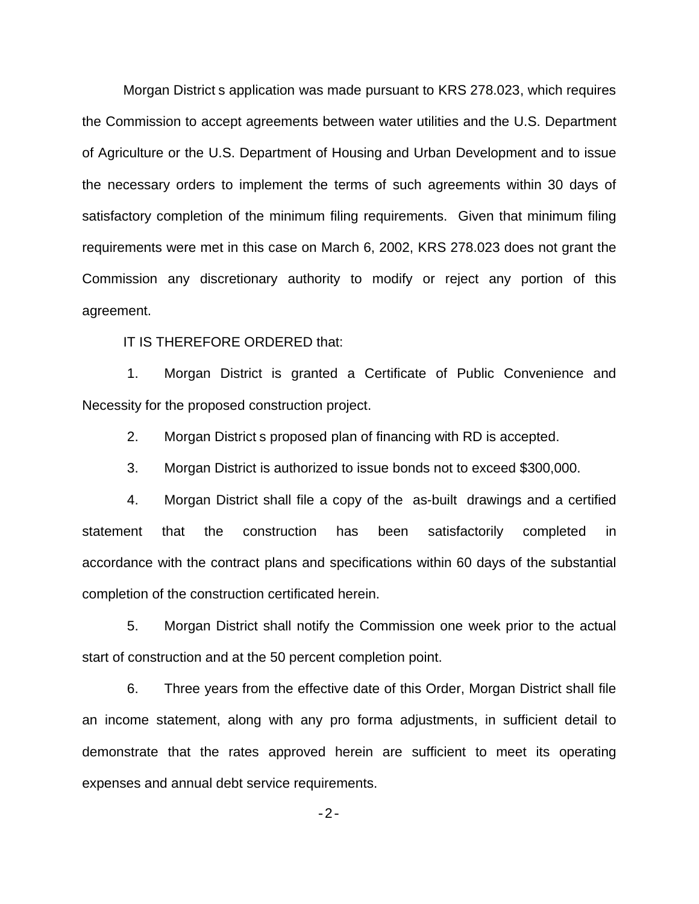Morgan District s application was made pursuant to KRS 278.023, which requires the Commission to accept agreements between water utilities and the U.S. Department of Agriculture or the U.S. Department of Housing and Urban Development and to issue the necessary orders to implement the terms of such agreements within 30 days of satisfactory completion of the minimum filing requirements. Given that minimum filing requirements were met in this case on March 6, 2002, KRS 278.023 does not grant the Commission any discretionary authority to modify or reject any portion of this agreement.

IT IS THEREFORE ORDERED that:

1. Morgan District is granted a Certificate of Public Convenience and Necessity for the proposed construction project.

2. Morgan District s proposed plan of financing with RD is accepted.

3. Morgan District is authorized to issue bonds not to exceed $300,000.

4. Morgan District shall file a copy of the as-built drawings and a certified statement that the construction has been satisfactorily completed in accordance with the contract plans and specifications within 60 days of the substantial completion of the construction certificated herein.

5. Morgan District shall notify the Commission one week prior to the actual start of construction and at the 50 percent completion point.

6. Three years from the effective date of this Order, Morgan District shall file an income statement, along with any pro forma adjustments, in sufficient detail to demonstrate that the rates approved herein are sufficient to meet its operating expenses and annual debt service requirements.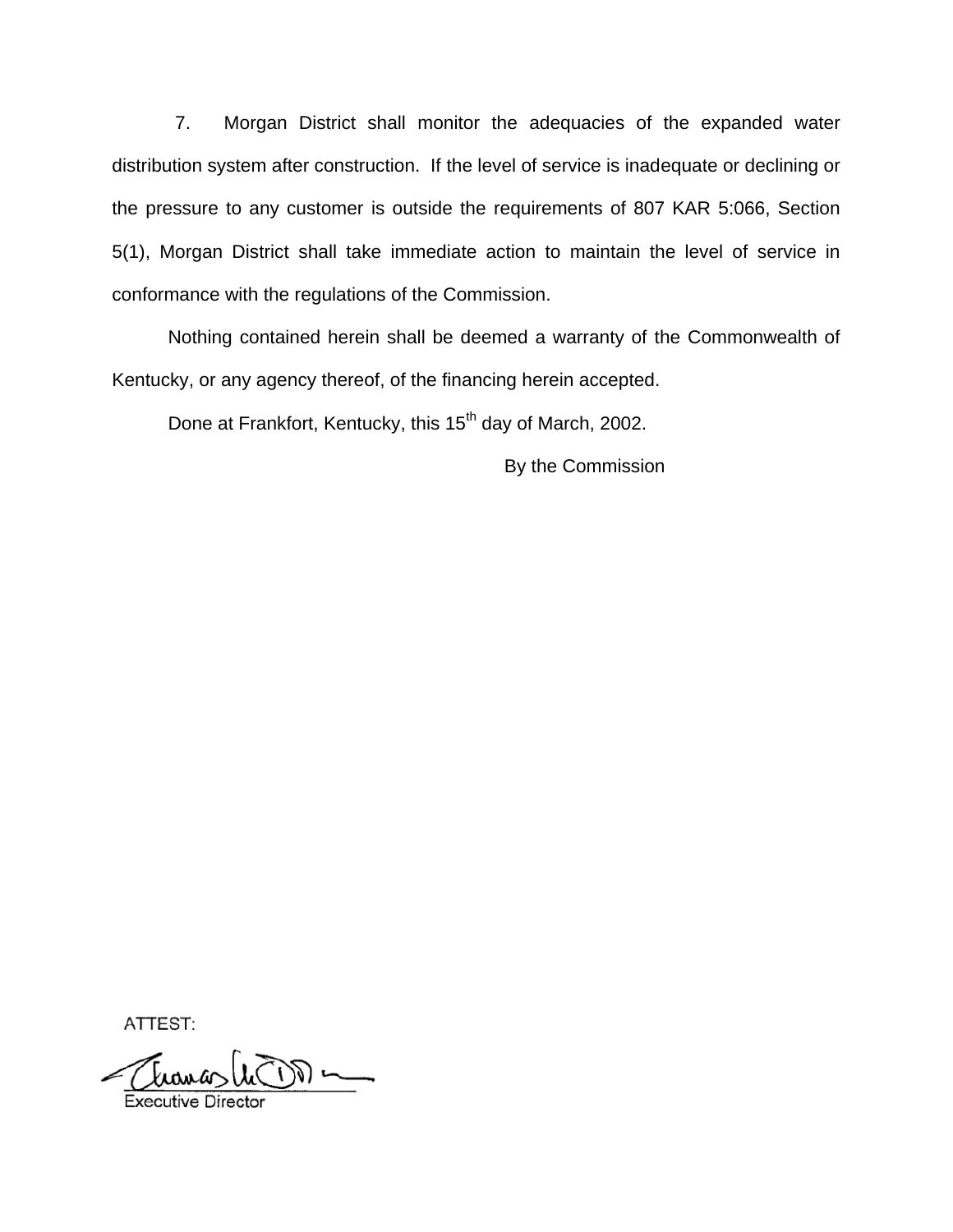7. Morgan District shall monitor the adequacies of the expanded water distribution system after construction. If the level of service is inadequate or declining or the pressure to any customer is outside the requirements of 807 KAR 5:066, Section 5(1), Morgan District shall take immediate action to maintain the level of service in conformance with the regulations of the Commission.

Nothing contained herein shall be deemed a warranty of the Commonwealth of Kentucky, or any agency thereof, of the financing herein accepted.

Done at Frankfort, Kentucky, this 15th day of March, 2002.

By the Commission

ATTEST:

Executive Director